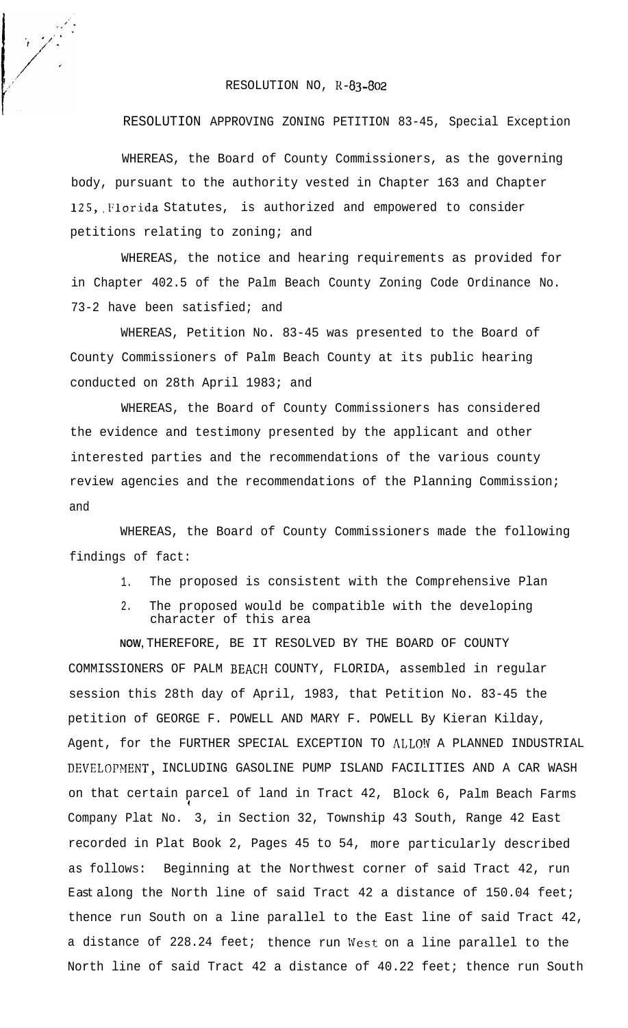RESOLUTION NO, R-83-802

RESOLUTION APPROVING ZONING PETITION 83-45, Special Exception

WHEREAS, the Board of County Commissioners, as the governing body, pursuant to the authority vested in Chapter 163 and Chapter 125, Florida Statutes, is authorized and empowered to consider petitions relating to zoning; and

WHEREAS, the notice and hearing requirements as provided for in Chapter 402.5 of the Palm Beach County Zoning Code Ordinance No. 73-2 have been satisfied; and

WHEREAS, Petition No. 83-45 was presented to the Board of County Commissioners of Palm Beach County at its public hearing conducted on 28th April 1983; and

WHEREAS, the Board of County Commissioners has considered the evidence and testimony presented by the applicant and other interested parties and the recommendations of the various county review agencies and the recommendations of the Planning Commission; and

WHEREAS, the Board of County Commissioners made the following findings of fact:

1. The proposed is consistent with the Comprehensive Plan
2. The proposed would be compatible with the developing character of this area

NOW, THEREFORE, BE IT RESOLVED BY THE BOARD OF COUNTY COMMISSIONERS OF PALM BEACH COUNTY, FLORIDA, assembled in regular session this 28th day of April, 1983, that Petition No. 83-45 the petition of GEORGE F. POWELL AND MARY F. POWELL By Kieran Kilday, Agent, for the FURTHER SPECIAL EXCEPTION TO ALLOW A PLANNED INDUSTRIAL DEVELOPMENT, INCLUDING GASOLINE PUMP ISLAND FACILITIES AND A CAR WASH on that certain parcel of land in Tract 42, Block 6, Palm Beach Farms Company Plat No. 3, in Section 32, Township 43 South, Range 42 East recorded in Plat Book 2, Pages 45 to 54, more particularly described as follows: Beginning at the Northwest corner of said Tract 42, run East along the North line of said Tract 42 a distance of 150.04 feet; thence run South on a line parallel to the East line of said Tract 42, a distance of 228.24 feet; thence run West on a line parallel to the North line of said Tract 42 a distance of 40.22 feet; thence run South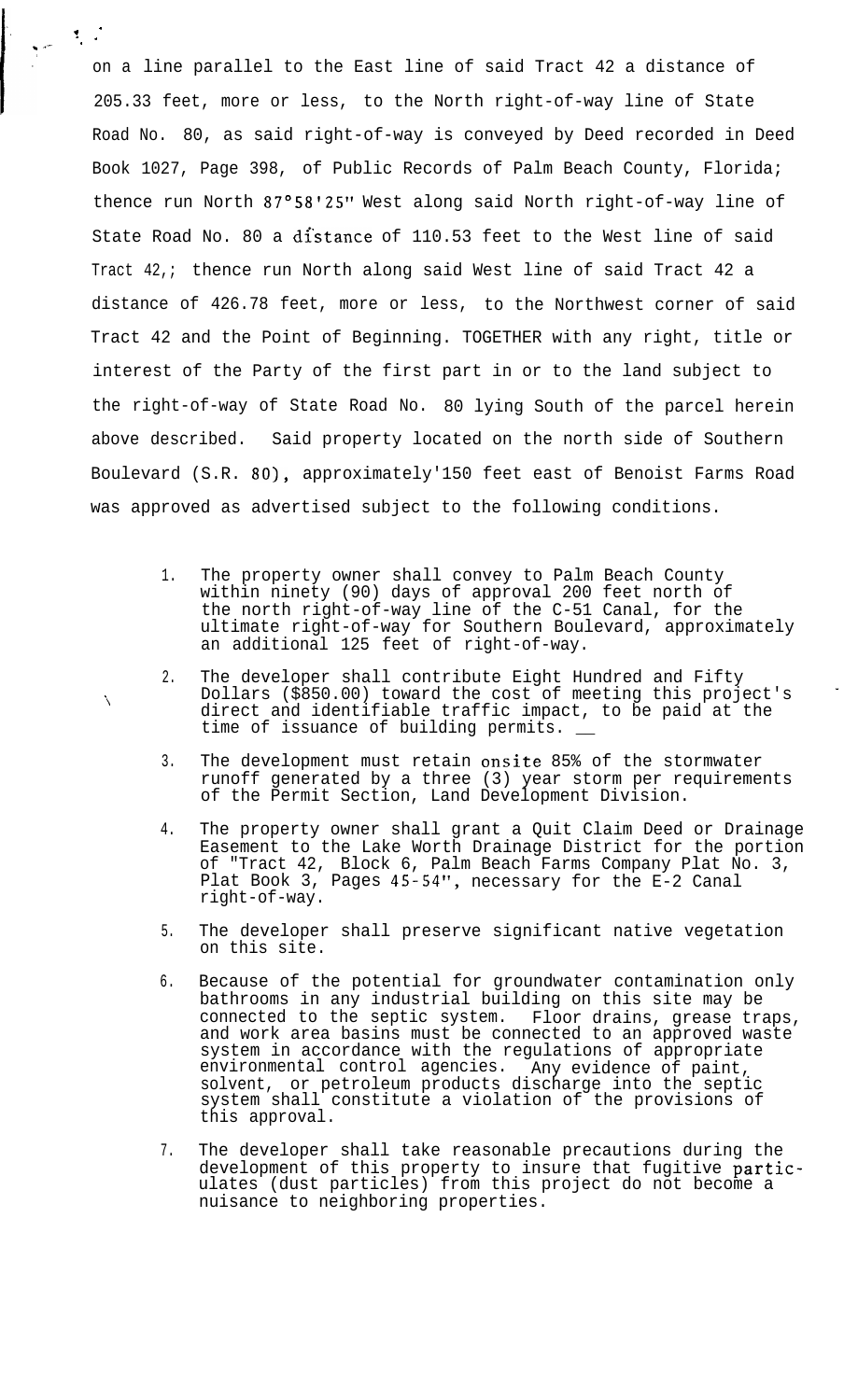on a line parallel to the East line of said Tract 42 a distance of 205.33 feet, more or less, to the North right-of-way line of State Road No. 80, as said right-of-way is conveyed by Deed recorded in Deed Book 1027, Page 398, of Public Records of Palm Beach County, Florida; thence run North 87°58'25" West along said North right-of-way line of State Road No. 80 a distance of 110.53 feet to the West line of said Tract 42,; thence run North along said West line of said Tract 42 a distance of 426.78 feet, more or less, to the Northwest corner of said Tract 42 and the Point of Beginning. TOGETHER with any right, title or interest of the Party of the first part in or to the land subject to the right-of-way of State Road No. 80 lying South of the parcel herein above described. Said property located on the north side of Southern Boulevard (S.R. 80), approximately'150 feet east of Benoist Farms Road was approved as advertised subject to the following conditions.

1. The property owner shall convey to Palm Beach County within ninety (90) days of approval 200 feet north of the north right-of-way line of the C-51 Canal, for the ultimate right-of-way for Southern Boulevard, approximately an additional 125 feet of right-of-way.

2. The developer shall contribute Eight Hundred and Fifty Dollars ($850.00) toward the cost of meeting this project's direct and identifiable traffic impact, to be paid at the time of issuance of building permits.

3. The development must retain onsite 85% of the stormwater runoff generated by a three (3) year storm per requirements of the Permit Section, Land Development Division.

4. The property owner shall grant a Quit Claim Deed or Drainage Easement to the Lake Worth Drainage District for the portion of "Tract 42, Block 6, Palm Beach Farms Company Plat No. 3, Plat Book 3, Pages 45-54", necessary for the E-2 Canal right-of-way.

5. The developer shall preserve significant native vegetation on this site.

6. Because of the potential for groundwater contamination only bathrooms in any industrial building on this site may be connected to the septic system. Floor drains, grease traps, and work area basins must be connected to an approved waste system in accordance with the regulations of appropriate environmental control agencies. Any evidence of paint, solvent, or petroleum products discharge into the septic system shall constitute a violation of the provisions of this approval.

7. The developer shall take reasonable precautions during the development of this property to insure that fugitive particulates (dust particles) from this project do not become a nuisance to neighboring properties.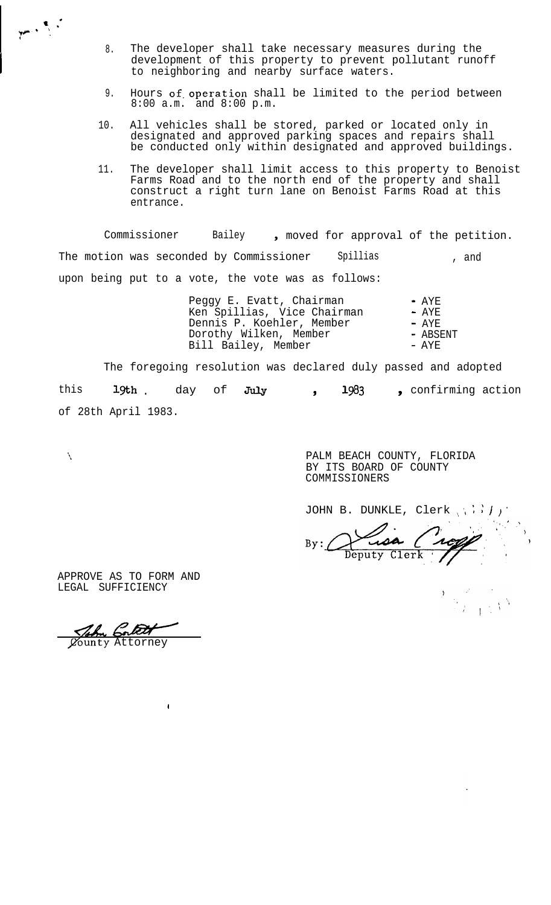8. The developer shall take necessary measures during the development of this property to prevent pollutant runoff to neighboring and nearby surface waters.

9. Hours of operation shall be limited to the period between 8:00 a.m. and 8:00 p.m.

10. All vehicles shall be stored, parked or located only in designated and approved parking spaces and repairs shall be conducted only within designated and approved buildings.

11. The developer shall limit access to this property to Benoist Farms Road and to the north end of the property and shall construct a right turn lane on Benoist Farms Road at this entrance.

Commissioner Bailey, moved for approval of the petition. The motion was seconded by Commissioner Spillias, and upon being put to a vote, the vote was as follows:

| | |
|---|---|
| Peggy E. Evatt, Chairman | - AYE |
| Ken Spillias, Vice Chairman | - AYE |
| Dennis P. Koehler, Member | - AYE |
| Dorothy Wilken, Member | - ABSENT |
| Bill Bailey, Member | - AYE |

The foregoing resolution was declared duly passed and adopted this 19th day of July, 1983, confirming action of 28th April 1983.

PALM BEACH COUNTY, FLORIDA
BY ITS BOARD OF COUNTY
COMMISSIONERS

JOHN B. DUNKLE, Clerk

By: Lisa Cropp
Deputy Clerk

APPROVE AS TO FORM AND
LEGAL SUFFICIENCY

John Corbett
County Attorney